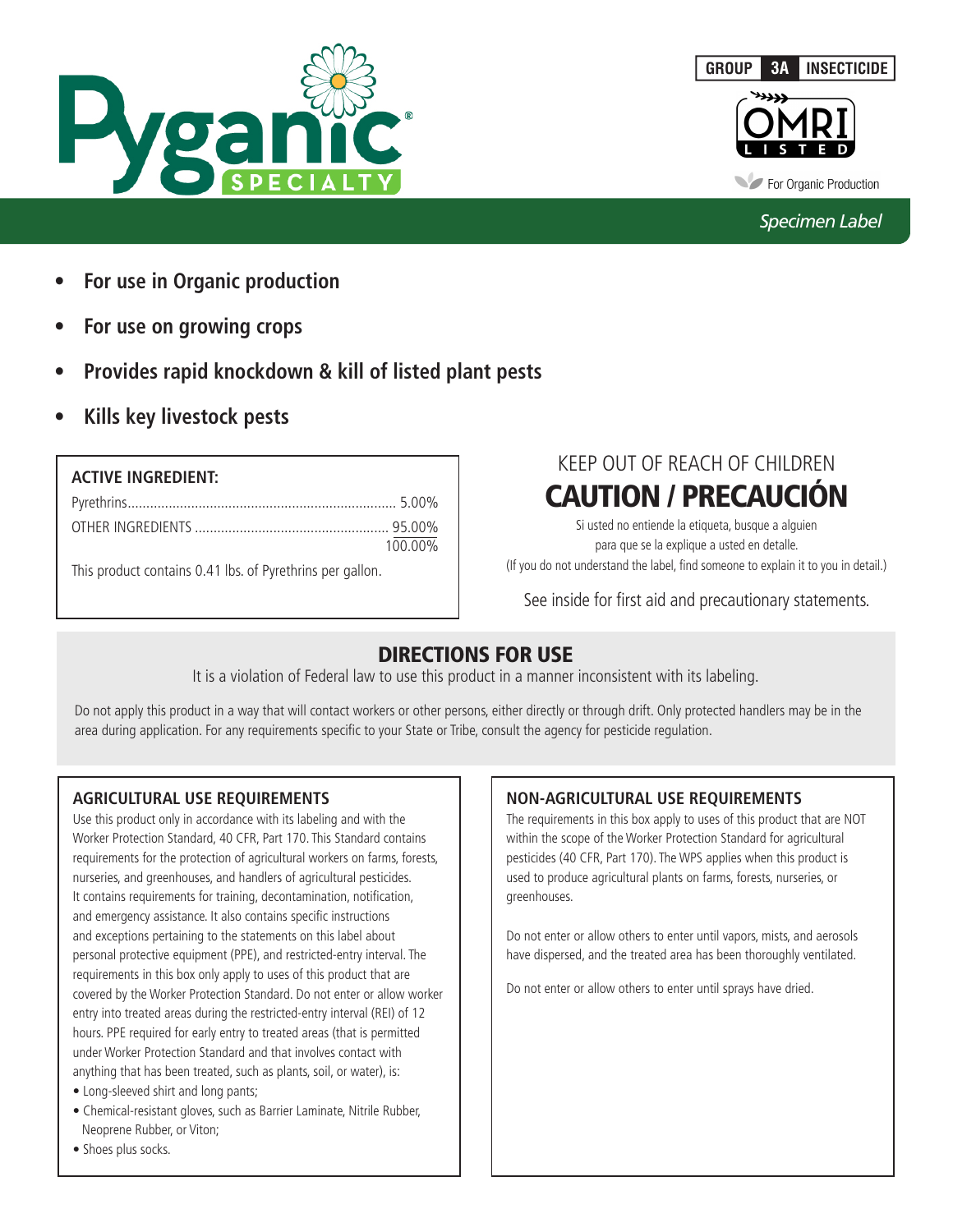# Pyganic® SPECIALTY

GROUP **3A** INSECTICIDE

OMRI LISTED

For Organic Production

*Specimen Label*

- **For use in Organic production**
- **For use on growing crops**
- **Provides rapid knockdown & kill of listed plant pests**
- **Kills key livestock pests**

**ACTIVE INGREDIENT:**

| | |
|---|---|
| Pyrethrins | 5.00% |
| OTHER INGREDIENTS | 95.00% |
| | 100.00% |

This product contains 0.41 lbs. of Pyrethrins per gallon.

KEEP OUT OF REACH OF CHILDREN

## CAUTION / PRECAUCIÓN

Si usted no entiende la etiqueta, busque a alguien para que se la explique a usted en detalle.
(If you do not understand the label, find someone to explain it to you in detail.)

See inside for first aid and precautionary statements.

## DIRECTIONS FOR USE

It is a violation of Federal law to use this product in a manner inconsistent with its labeling.

Do not apply this product in a way that will contact workers or other persons, either directly or through drift. Only protected handlers may be in the area during application. For any requirements specific to your State or Tribe, consult the agency for pesticide regulation.

### AGRICULTURAL USE REQUIREMENTS

Use this product only in accordance with its labeling and with the Worker Protection Standard, 40 CFR, Part 170. This Standard contains requirements for the protection of agricultural workers on farms, forests, nurseries, and greenhouses, and handlers of agricultural pesticides. It contains requirements for training, decontamination, notification, and emergency assistance. It also contains specific instructions and exceptions pertaining to the statements on this label about personal protective equipment (PPE), and restricted-entry interval. The requirements in this box only apply to uses of this product that are covered by the Worker Protection Standard. Do not enter or allow worker entry into treated areas during the restricted-entry interval (REI) of 12 hours. PPE required for early entry to treated areas (that is permitted under Worker Protection Standard and that involves contact with anything that has been treated, such as plants, soil, or water), is:

- Long-sleeved shirt and long pants;
- Chemical-resistant gloves, such as Barrier Laminate, Nitrile Rubber, Neoprene Rubber, or Viton;
- Shoes plus socks.

### NON-AGRICULTURAL USE REQUIREMENTS

The requirements in this box apply to uses of this product that are NOT within the scope of the Worker Protection Standard for agricultural pesticides (40 CFR, Part 170). The WPS applies when this product is used to produce agricultural plants on farms, forests, nurseries, or greenhouses.

Do not enter or allow others to enter until vapors, mists, and aerosols have dispersed, and the treated area has been thoroughly ventilated.

Do not enter or allow others to enter until sprays have dried.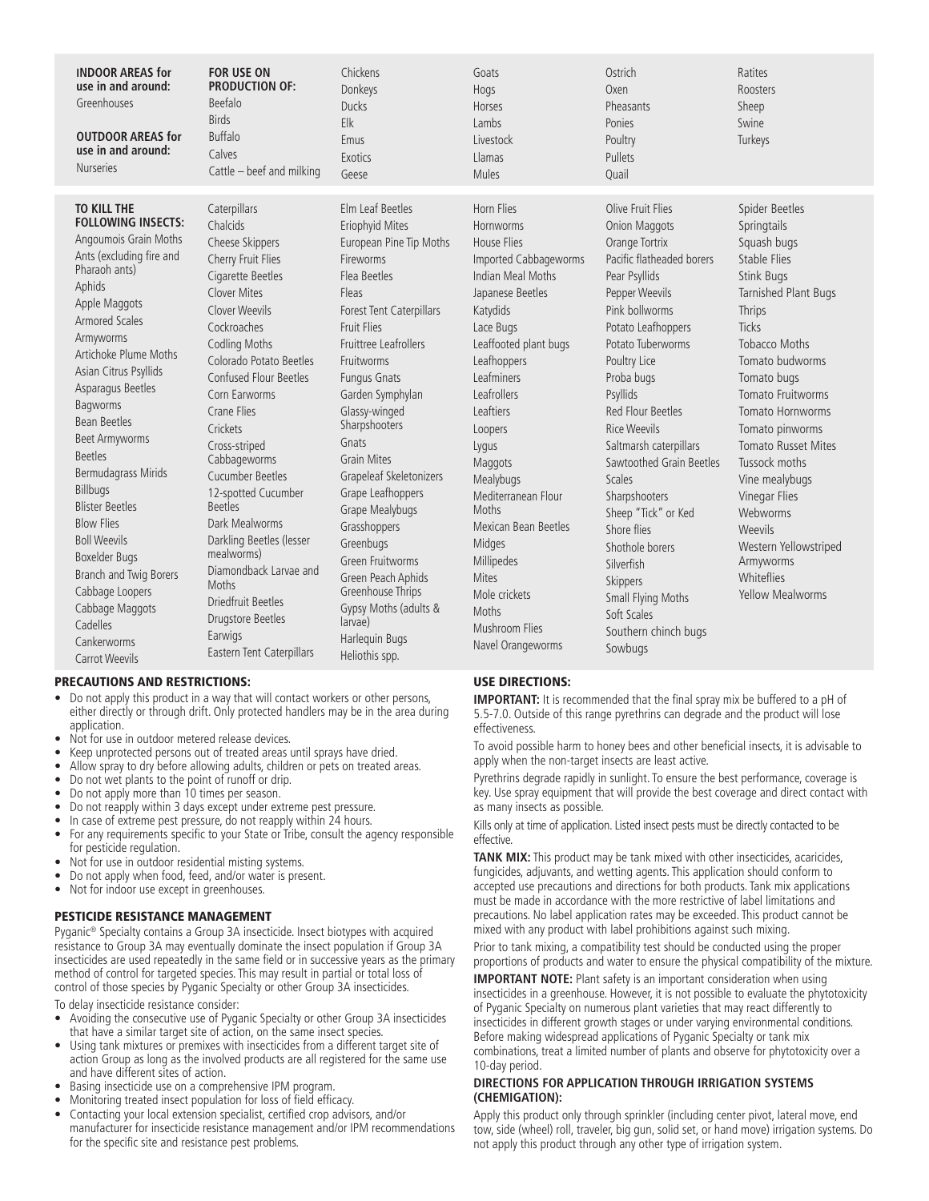**INDOOR AREAS for use in and around:**
Greenhouses

**OUTDOOR AREAS for use in and around:**
Nurseries

**FOR USE ON PRODUCTION OF:**
Beefalo
Birds
Buffalo
Calves
Cattle – beef and milking
Chickens
Donkeys
Ducks
Elk
Emus
Exotics
Geese
Goats
Hogs
Horses
Lambs
Livestock
Llamas
Mules
Ostrich
Oxen
Pheasants
Ponies
Poultry
Pullets
Quail
Ratites
Roosters
Sheep
Swine
Turkeys

**TO KILL THE FOLLOWING INSECTS:**
Angoumois Grain Moths
Ants (excluding fire and Pharaoh ants)
Aphids
Apple Maggots
Armored Scales
Armyworms
Artichoke Plume Moths
Asian Citrus Psyllids
Asparagus Beetles
Bagworms
Bean Beetles
Beet Armyworms
Beetles
Bermudagrass Mirids
Billbugs
Blister Beetles
Blow Flies
Boll Weevils
Boxelder Bugs
Branch and Twig Borers
Cabbage Loopers
Cabbage Maggots
Cadelles
Cankerworms
Carrot Weevils
Caterpillars
Chalcids
Cheese Skippers
Cherry Fruit Flies
Cigarette Beetles
Clover Mites
Clover Weevils
Cockroaches
Codling Moths
Colorado Potato Beetles
Confused Flour Beetles
Corn Earworms
Crane Flies
Crickets
Cross-striped Cabbageworms
Cucumber Beetles
12-spotted Cucumber Beetles
Dark Mealworms
Darkling Beetles (lesser mealworms)
Diamondback Larvae and Moths
Driedfruit Beetles
Drugstore Beetles
Earwigs
Eastern Tent Caterpillars
Elm Leaf Beetles
Eriophyid Mites
European Pine Tip Moths
Fireworms
Flea Beetles
Fleas
Forest Tent Caterpillars
Fruit Flies
Fruittree Leafrollers
Fruitworms
Fungus Gnats
Garden Symphylan
Glassy-winged Sharpshooters
Gnats
Grain Mites
Grapeleaf Skeletonizers
Grape Leafhoppers
Grape Mealybugs
Grasshoppers
Greenbugs
Green Fruitworms
Green Peach Aphids
Greenhouse Thrips
Gypsy Moths (adults & larvae)
Harlequin Bugs
Heliothis spp.
Horn Flies
Hornworms
House Flies
Imported Cabbageworms
Indian Meal Moths
Japanese Beetles
Katydids
Lace Bugs
Leaffooted plant bugs
Leafhoppers
Leafminers
Leafrollers
Leaftiers
Loopers
Lygus
Maggots
Mealybugs
Mediterranean Flour Moths
Mexican Bean Beetles
Midges
Millipedes
Mites
Mole crickets
Moths
Mushroom Flies
Navel Orangeworms
Olive Fruit Flies
Onion Maggots
Orange Tortrix
Pacific flatheaded borers
Pear Psyllids
Pepper Weevils
Pink bollworms
Potato Leafhoppers
Potato Tuberworms
Poultry Lice
Proba bugs
Psyllids
Red Flour Beetles
Rice Weevils
Saltmarsh caterpillars
Sawtoothed Grain Beetles
Scales
Sharpshooters
Sheep "Tick" or Ked
Shore flies
Shothole borers
Silverfish
Skippers
Small Flying Moths
Soft Scales
Southern chinch bugs
Sowbugs
Spider Beetles
Springtails
Squash bugs
Stable Flies
Stink Bugs
Tarnished Plant Bugs
Thrips
Ticks
Tobacco Moths
Tomato budworms
Tomato bugs
Tomato Fruitworms
Tomato Hornworms
Tomato pinworms
Tomato Russet Mites
Tussock moths
Vine mealybugs
Vinegar Flies
Webworms
Weevils
Western Yellowstriped Armyworms
Whiteflies
Yellow Mealworms

## PRECAUTIONS AND RESTRICTIONS:

- Do not apply this product in a way that will contact workers or other persons, either directly or through drift. Only protected handlers may be in the area during application.
- Not for use in outdoor metered release devices.
- Keep unprotected persons out of treated areas until sprays have dried.
- Allow spray to dry before allowing adults, children or pets on treated areas.
- Do not wet plants to the point of runoff or drip.
- Do not apply more than 10 times per season.
- Do not reapply within 3 days except under extreme pest pressure.
- In case of extreme pest pressure, do not reapply within 24 hours.
- For any requirements specific to your State or Tribe, consult the agency responsible for pesticide regulation.
- Not for use in outdoor residential misting systems.
- Do not apply when food, feed, and/or water is present.
- Not for indoor use except in greenhouses.

## PESTICIDE RESISTANCE MANAGEMENT

Pyganic® Specialty contains a Group 3A insecticide. Insect biotypes with acquired resistance to Group 3A may eventually dominate the insect population if Group 3A insecticides are used repeatedly in the same field or in successive years as the primary method of control for targeted species. This may result in partial or total loss of control of those species by Pyganic Specialty or other Group 3A insecticides.

To delay insecticide resistance consider:

- Avoiding the consecutive use of Pyganic Specialty or other Group 3A insecticides that have a similar target site of action, on the same insect species.
- Using tank mixtures or premixes with insecticides from a different target site of action Group as long as the involved products are all registered for the same use and have different sites of action.
- Basing insecticide use on a comprehensive IPM program.
- Monitoring treated insect population for loss of field efficacy.
- Contacting your local extension specialist, certified crop advisors, and/or manufacturer for insecticide resistance management and/or IPM recommendations for the specific site and resistance pest problems.

## USE DIRECTIONS:

**IMPORTANT:** It is recommended that the final spray mix be buffered to a pH of 5.5-7.0. Outside of this range pyrethrins can degrade and the product will lose effectiveness.

To avoid possible harm to honey bees and other beneficial insects, it is advisable to apply when the non-target insects are least active.

Pyrethrins degrade rapidly in sunlight. To ensure the best performance, coverage is key. Use spray equipment that will provide the best coverage and direct contact with as many insects as possible.

Kills only at time of application. Listed insect pests must be directly contacted to be effective.

**TANK MIX:** This product may be tank mixed with other insecticides, acaricides, fungicides, adjuvants, and wetting agents. This application should conform to accepted use precautions and directions for both products. Tank mix applications must be made in accordance with the more restrictive of label limitations and precautions. No label application rates may be exceeded. This product cannot be mixed with any product with label prohibitions against such mixing.

Prior to tank mixing, a compatibility test should be conducted using the proper proportions of products and water to ensure the physical compatibility of the mixture.

**IMPORTANT NOTE:** Plant safety is an important consideration when using insecticides in a greenhouse. However, it is not possible to evaluate the phytotoxicity of Pyganic Specialty on numerous plant varieties that may react differently to insecticides in different growth stages or under varying environmental conditions. Before making widespread applications of Pyganic Specialty or tank mix combinations, treat a limited number of plants and observe for phytotoxicity over a 10-day period.

### DIRECTIONS FOR APPLICATION THROUGH IRRIGATION SYSTEMS (CHEMIGATION):

Apply this product only through sprinkler (including center pivot, lateral move, end tow, side (wheel) roll, traveler, big gun, solid set, or hand move) irrigation systems. Do not apply this product through any other type of irrigation system.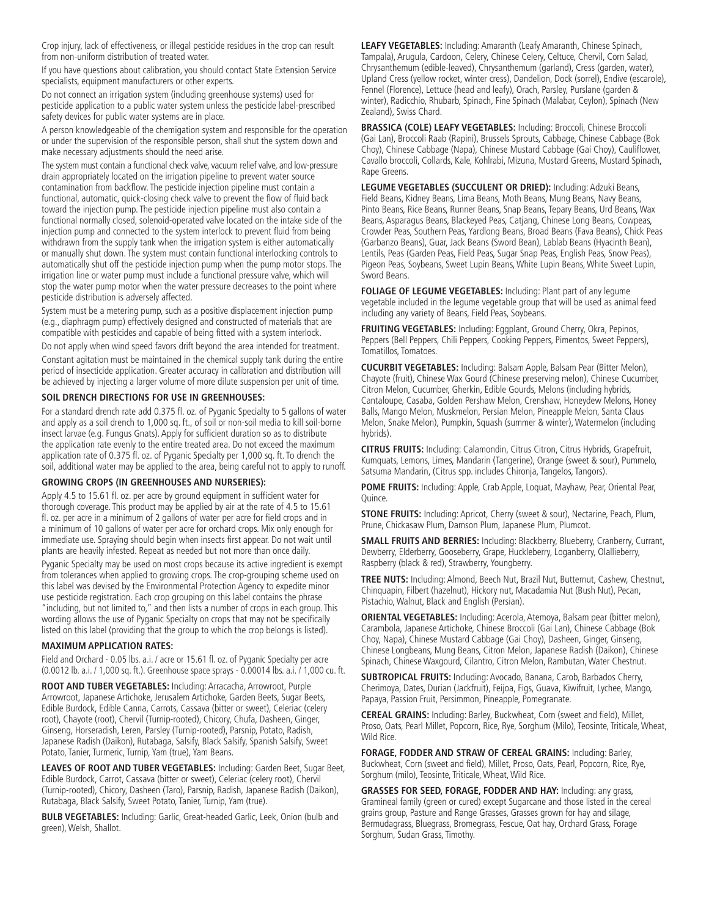Crop injury, lack of effectiveness, or illegal pesticide residues in the crop can result from non-uniform distribution of treated water.

If you have questions about calibration, you should contact State Extension Service specialists, equipment manufacturers or other experts.

Do not connect an irrigation system (including greenhouse systems) used for pesticide application to a public water system unless the pesticide label-prescribed safety devices for public water systems are in place.

A person knowledgeable of the chemigation system and responsible for the operation or under the supervision of the responsible person, shall shut the system down and make necessary adjustments should the need arise.

The system must contain a functional check valve, vacuum relief valve, and low-pressure drain appropriately located on the irrigation pipeline to prevent water source contamination from backflow. The pesticide injection pipeline must contain a functional, automatic, quick-closing check valve to prevent the flow of fluid back toward the injection pump. The pesticide injection pipeline must also contain a functional normally closed, solenoid-operated valve located on the intake side of the injection pump and connected to the system interlock to prevent fluid from being withdrawn from the supply tank when the irrigation system is either automatically or manually shut down. The system must contain functional interlocking controls to automatically shut off the pesticide injection pump when the pump motor stops. The irrigation line or water pump must include a functional pressure valve, which will stop the water pump motor when the water pressure decreases to the point where pesticide distribution is adversely affected.

System must be a metering pump, such as a positive displacement injection pump (e.g., diaphragm pump) effectively designed and constructed of materials that are compatible with pesticides and capable of being fitted with a system interlock.

Do not apply when wind speed favors drift beyond the area intended for treatment.

Constant agitation must be maintained in the chemical supply tank during the entire period of insecticide application. Greater accuracy in calibration and distribution will be achieved by injecting a larger volume of more dilute suspension per unit of time.

### SOIL DRENCH DIRECTIONS FOR USE IN GREENHOUSES:

For a standard drench rate add 0.375 fl. oz. of Pyganic Specialty to 5 gallons of water and apply as a soil drench to 1,000 sq. ft., of soil or non-soil media to kill soil-borne insect larvae (e.g. Fungus Gnats). Apply for sufficient duration so as to distribute the application rate evenly to the entire treated area. Do not exceed the maximum application rate of 0.375 fl. oz. of Pyganic Specialty per 1,000 sq. ft. To drench the soil, additional water may be applied to the area, being careful not to apply to runoff.

### GROWING CROPS (IN GREENHOUSES AND NURSERIES):

Apply 4.5 to 15.61 fl. oz. per acre by ground equipment in sufficient water for thorough coverage. This product may be applied by air at the rate of 4.5 to 15.61 fl. oz. per acre in a minimum of 2 gallons of water per acre for field crops and in a minimum of 10 gallons of water per acre for orchard crops. Mix only enough for immediate use. Spraying should begin when insects first appear. Do not wait until plants are heavily infested. Repeat as needed but not more than once daily.

Pyganic Specialty may be used on most crops because its active ingredient is exempt from tolerances when applied to growing crops. The crop-grouping scheme used on this label was devised by the Environmental Protection Agency to expedite minor use pesticide registration. Each crop grouping on this label contains the phrase "including, but not limited to," and then lists a number of crops in each group. This wording allows the use of Pyganic Specialty on crops that may not be specifically listed on this label (providing that the group to which the crop belongs is listed).

### MAXIMUM APPLICATION RATES:

Field and Orchard - 0.05 lbs. a.i. / acre or 15.61 fl. oz. of Pyganic Specialty per acre (0.0012 lb. a.i. / 1,000 sq. ft.). Greenhouse space sprays - 0.00014 lbs. a.i. / 1,000 cu. ft.

**ROOT AND TUBER VEGETABLES:** Including: Arracacha, Arrowroot, Purple Arrowroot, Japanese Artichoke, Jerusalem Artichoke, Garden Beets, Sugar Beets, Edible Burdock, Edible Canna, Carrots, Cassava (bitter or sweet), Celeriac (celery root), Chayote (root), Chervil (Turnip-rooted), Chicory, Chufa, Dasheen, Ginger, Ginseng, Horseradish, Leren, Parsley (Turnip-rooted), Parsnip, Potato, Radish, Japanese Radish (Daikon), Rutabaga, Salsify, Black Salsify, Spanish Salsify, Sweet Potato, Tanier, Turmeric, Turnip, Yam (true), Yam Beans.

**LEAVES OF ROOT AND TUBER VEGETABLES:** Including: Garden Beet, Sugar Beet, Edible Burdock, Carrot, Cassava (bitter or sweet), Celeriac (celery root), Chervil (Turnip-rooted), Chicory, Dasheen (Taro), Parsnip, Radish, Japanese Radish (Daikon), Rutabaga, Black Salsify, Sweet Potato, Tanier, Turnip, Yam (true).

**BULB VEGETABLES:** Including: Garlic, Great-headed Garlic, Leek, Onion (bulb and green), Welsh, Shallot.

**LEAFY VEGETABLES:** Including: Amaranth (Leafy Amaranth, Chinese Spinach, Tampala), Arugula, Cardoon, Celery, Chinese Celery, Celtuce, Chervil, Corn Salad, Chrysanthemum (edible-leaved), Chrysanthemum (garland), Cress (garden, water), Upland Cress (yellow rocket, winter cress), Dandelion, Dock (sorrel), Endive (escarole), Fennel (Florence), Lettuce (head and leafy), Orach, Parsley, Purslane (garden & winter), Radicchio, Rhubarb, Spinach, Fine Spinach (Malabar, Ceylon), Spinach (New Zealand), Swiss Chard.

**BRASSICA (COLE) LEAFY VEGETABLES:** Including: Broccoli, Chinese Broccoli (Gai Lan), Broccoli Raab (Rapini), Brussels Sprouts, Cabbage, Chinese Cabbage (Bok Choy), Chinese Cabbage (Napa), Chinese Mustard Cabbage (Gai Choy), Cauliflower, Cavallo broccoli, Collards, Kale, Kohlrabi, Mizuna, Mustard Greens, Mustard Spinach, Rape Greens.

**LEGUME VEGETABLES (SUCCULENT OR DRIED):** Including: Adzuki Beans, Field Beans, Kidney Beans, Lima Beans, Moth Beans, Mung Beans, Navy Beans, Pinto Beans, Rice Beans, Runner Beans, Snap Beans, Tepary Beans, Urd Beans, Wax Beans, Asparagus Beans, Blackeyed Peas, Catjang, Chinese Long Beans, Cowpeas, Crowder Peas, Southern Peas, Yardlong Beans, Broad Beans (Fava Beans), Chick Peas (Garbanzo Beans), Guar, Jack Beans (Sword Bean), Lablab Beans (Hyacinth Bean), Lentils, Peas (Garden Peas, Field Peas, Sugar Snap Peas, English Peas, Snow Peas), Pigeon Peas, Soybeans, Sweet Lupin Beans, White Lupin Beans, White Sweet Lupin, Sword Beans.

**FOLIAGE OF LEGUME VEGETABLES:** Including: Plant part of any legume vegetable included in the legume vegetable group that will be used as animal feed including any variety of Beans, Field Peas, Soybeans.

**FRUITING VEGETABLES:** Including: Eggplant, Ground Cherry, Okra, Pepinos, Peppers (Bell Peppers, Chili Peppers, Cooking Peppers, Pimentos, Sweet Peppers), Tomatillos, Tomatoes.

**CUCURBIT VEGETABLES:** Including: Balsam Apple, Balsam Pear (Bitter Melon), Chayote (fruit), Chinese Wax Gourd (Chinese preserving melon), Chinese Cucumber, Citron Melon, Cucumber, Gherkin, Edible Gourds, Melons (including hybrids, Cantaloupe, Casaba, Golden Pershaw Melon, Crenshaw, Honeydew Melons, Honey Balls, Mango Melon, Muskmelon, Persian Melon, Pineapple Melon, Santa Claus Melon, Snake Melon), Pumpkin, Squash (summer & winter), Watermelon (including hybrids).

**CITRUS FRUITS:** Including: Calamondin, Citrus Citron, Citrus Hybrids, Grapefruit, Kumquats, Lemons, Limes, Mandarin (Tangerine), Orange (sweet & sour), Pummelo, Satsuma Mandarin, (Citrus spp. includes Chironja, Tangelos, Tangors).

**POME FRUITS:** Including: Apple, Crab Apple, Loquat, Mayhaw, Pear, Oriental Pear, Quince.

**STONE FRUITS:** Including: Apricot, Cherry (sweet & sour), Nectarine, Peach, Plum, Prune, Chickasaw Plum, Damson Plum, Japanese Plum, Plumcot.

**SMALL FRUITS AND BERRIES:** Including: Blackberry, Blueberry, Cranberry, Currant, Dewberry, Elderberry, Gooseberry, Grape, Huckleberry, Loganberry, Olallieberry, Raspberry (black & red), Strawberry, Youngberry.

**TREE NUTS:** Including: Almond, Beech Nut, Brazil Nut, Butternut, Cashew, Chestnut, Chinquapin, Filbert (hazelnut), Hickory nut, Macadamia Nut (Bush Nut), Pecan, Pistachio, Walnut, Black and English (Persian).

**ORIENTAL VEGETABLES:** Including: Acerola, Atemoya, Balsam pear (bitter melon), Carambola, Japanese Artichoke, Chinese Broccoli (Gai Lan), Chinese Cabbage (Bok Choy, Napa), Chinese Mustard Cabbage (Gai Choy), Dasheen, Ginger, Ginseng, Chinese Longbeans, Mung Beans, Citron Melon, Japanese Radish (Daikon), Chinese Spinach, Chinese Waxgourd, Cilantro, Citron Melon, Rambutan, Water Chestnut.

**SUBTROPICAL FRUITS:** Including: Avocado, Banana, Carob, Barbados Cherry, Cherimoya, Dates, Durian (Jackfruit), Feijoa, Figs, Guava, Kiwifruit, Lychee, Mango, Papaya, Passion Fruit, Persimmon, Pineapple, Pomegranate.

**CEREAL GRAINS:** Including: Barley, Buckwheat, Corn (sweet and field), Millet, Proso, Oats, Pearl Millet, Popcorn, Rice, Rye, Sorghum (Milo), Teosinte, Triticale, Wheat, Wild Rice.

**FORAGE, FODDER AND STRAW OF CEREAL GRAINS:** Including: Barley, Buckwheat, Corn (sweet and field), Millet, Proso, Oats, Pearl, Popcorn, Rice, Rye, Sorghum (milo), Teosinte, Triticale, Wheat, Wild Rice.

**GRASSES FOR SEED, FORAGE, FODDER AND HAY:** Including: any grass, Gramineal family (green or cured) except Sugarcane and those listed in the cereal grains group, Pasture and Range Grasses, Grasses grown for hay and silage, Bermudagrass, Bluegrass, Bromegrass, Fescue, Oat hay, Orchard Grass, Forage Sorghum, Sudan Grass, Timothy.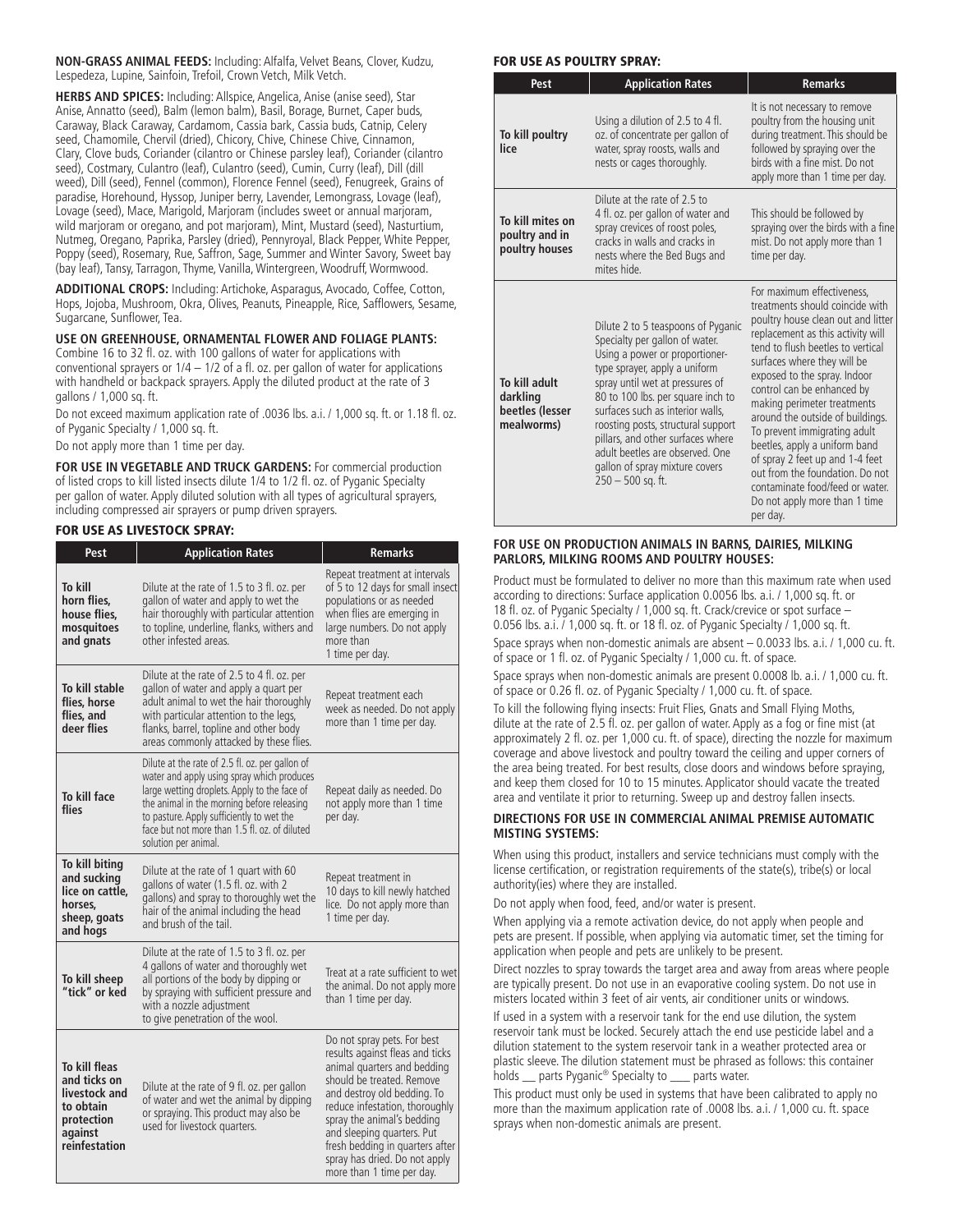**NON-GRASS ANIMAL FEEDS:** Including: Alfalfa, Velvet Beans, Clover, Kudzu, Lespedeza, Lupine, Sainfoin, Trefoil, Crown Vetch, Milk Vetch.

**HERBS AND SPICES:** Including: Allspice, Angelica, Anise (anise seed), Star Anise, Annatto (seed), Balm (lemon balm), Basil, Borage, Burnet, Caper buds, Caraway, Black Caraway, Cardamom, Cassia bark, Cassia buds, Catnip, Celery seed, Chamomile, Chervil (dried), Chicory, Chive, Chinese Chive, Cinnamon, Clary, Clove buds, Coriander (cilantro or Chinese parsley leaf), Coriander (cilantro seed), Costmary, Culantro (leaf), Culantro (seed), Cumin, Curry (leaf), Dill (dill weed), Dill (seed), Fennel (common), Florence Fennel (seed), Fenugreek, Grains of paradise, Horehound, Hyssop, Juniper berry, Lavender, Lemongrass, Lovage (leaf), Lovage (seed), Mace, Marigold, Marjoram (includes sweet or annual marjoram, wild marjoram or oregano, and pot marjoram), Mint, Mustard (seed), Nasturtium, Nutmeg, Oregano, Paprika, Parsley (dried), Pennyroyal, Black Pepper, White Pepper, Poppy (seed), Rosemary, Rue, Saffron, Sage, Summer and Winter Savory, Sweet bay (bay leaf), Tansy, Tarragon, Thyme, Vanilla, Wintergreen, Woodruff, Wormwood.

**ADDITIONAL CROPS:** Including: Artichoke, Asparagus, Avocado, Coffee, Cotton, Hops, Jojoba, Mushroom, Okra, Olives, Peanuts, Pineapple, Rice, Safflowers, Sesame, Sugarcane, Sunflower, Tea.

**USE ON GREENHOUSE, ORNAMENTAL FLOWER AND FOLIAGE PLANTS:** Combine 16 to 32 fl. oz. with 100 gallons of water for applications with conventional sprayers or 1/4 – 1/2 of a fl. oz. per gallon of water for applications with handheld or backpack sprayers. Apply the diluted product at the rate of 3 gallons / 1,000 sq. ft.

Do not exceed maximum application rate of .0036 lbs. a.i. / 1,000 sq. ft. or 1.18 fl. oz. of Pyganic Specialty / 1,000 sq. ft.

Do not apply more than 1 time per day.

**FOR USE IN VEGETABLE AND TRUCK GARDENS:** For commercial production of listed crops to kill listed insects dilute 1/4 to 1/2 fl. oz. of Pyganic Specialty per gallon of water. Apply diluted solution with all types of agricultural sprayers, including compressed air sprayers or pump driven sprayers.

## FOR USE AS LIVESTOCK SPRAY:

| Pest | Application Rates | Remarks |
|---|---|---|
| **To kill horn flies, house flies, mosquitoes and gnats** | Dilute at the rate of 1.5 to 3 fl. oz. per gallon of water and apply to wet the hair thoroughly with particular attention to topline, underline, flanks, withers and other infested areas. | Repeat treatment at intervals of 5 to 12 days for small insect populations or as needed when flies are emerging in large numbers. Do not apply more than 1 time per day. |
| **To kill stable flies, horse flies, and deer flies** | Dilute at the rate of 2.5 to 4 fl. oz. per gallon of water and apply a quart per adult animal to wet the hair thoroughly with particular attention to the legs, flanks, barrel, topline and other body areas commonly attacked by these flies. | Repeat treatment each week as needed. Do not apply more than 1 time per day. |
| **To kill face flies** | Dilute at the rate of 2.5 fl. oz. per gallon of water and apply using spray which produces large wetting droplets. Apply to the face of the animal in the morning before releasing to pasture. Apply sufficiently to wet the face but not more than 1.5 fl. oz. of diluted solution per animal. | Repeat daily as needed. Do not apply more than 1 time per day. |
| **To kill biting and sucking lice on cattle, horses, sheep, goats and hogs** | Dilute at the rate of 1 quart with 60 gallons of water (1.5 fl. oz. with 2 gallons) and spray to thoroughly wet the hair of the animal including the head and brush of the tail. | Repeat treatment in 10 days to kill newly hatched lice. Do not apply more than 1 time per day. |
| **To kill sheep "tick" or ked** | Dilute at the rate of 1.5 to 3 fl. oz. per 4 gallons of water and thoroughly wet all portions of the body by dipping or by spraying with sufficient pressure and with a nozzle adjustment to give penetration of the wool. | Treat at a rate sufficient to wet the animal. Do not apply more than 1 time per day. |
| **To kill fleas and ticks on livestock and to obtain protection against reinfestation** | Dilute at the rate of 9 fl. oz. per gallon of water and wet the animal by dipping or spraying. This product may also be used for livestock quarters. | Do not spray pets. For best results against fleas and ticks animal quarters and bedding should be treated. Remove and destroy old bedding. To reduce infestation, thoroughly spray the animal's bedding and sleeping quarters. Put fresh bedding in quarters after spray has dried. Do not apply more than 1 time per day. |

## FOR USE AS POULTRY SPRAY:

| Pest | Application Rates | Remarks |
|---|---|---|
| **To kill poultry lice** | Using a dilution of 2.5 to 4 fl. oz. of concentrate per gallon of water, spray roosts, walls and nests or cages thoroughly. | It is not necessary to remove poultry from the housing unit during treatment. This should be followed by spraying over the birds with a fine mist. Do not apply more than 1 time per day. |
| **To kill mites on poultry and in poultry houses** | Dilute at the rate of 2.5 to 4 fl. oz. per gallon of water and spray crevices of roost poles, cracks in walls and cracks in nests where the Bed Bugs and mites hide. | This should be followed by spraying over the birds with a fine mist. Do not apply more than 1 time per day. |
| **To kill adult darkling beetles (lesser mealworms)** | Dilute 2 to 5 teaspoons of Pyganic Specialty per gallon of water. Using a power or proportioner-type sprayer, apply a uniform spray until wet at pressures of 80 to 100 lbs. per square inch to surfaces such as interior walls, roosting posts, structural support pillars, and other surfaces where adult beetles are observed. One gallon of spray mixture covers 250 – 500 sq. ft. | For maximum effectiveness, treatments should coincide with poultry house clean out and litter replacement as this activity will tend to flush beetles to vertical surfaces where they will be exposed to the spray. Indoor control can be enhanced by making perimeter treatments around the outside of buildings. To prevent immigrating adult beetles, apply a uniform band of spray 2 feet up and 1-4 feet out from the foundation. Do not contaminate food/feed or water. Do not apply more than 1 time per day. |

### FOR USE ON PRODUCTION ANIMALS IN BARNS, DAIRIES, MILKING PARLORS, MILKING ROOMS AND POULTRY HOUSES:

Product must be formulated to deliver no more than this maximum rate when used according to directions: Surface application 0.0056 lbs. a.i. / 1,000 sq. ft. or 18 fl. oz. of Pyganic Specialty / 1,000 sq. ft. Crack/crevice or spot surface – 0.056 lbs. a.i. / 1,000 sq. ft. or 18 fl. oz. of Pyganic Specialty / 1,000 sq. ft.

Space sprays when non-domestic animals are absent – 0.0033 lbs. a.i. / 1,000 cu. ft. of space or 1 fl. oz. of Pyganic Specialty / 1,000 cu. ft. of space.

Space sprays when non-domestic animals are present 0.0008 lb. a.i. / 1,000 cu. ft. of space or 0.26 fl. oz. of Pyganic Specialty / 1,000 cu. ft. of space.

To kill the following flying insects: Fruit Flies, Gnats and Small Flying Moths, dilute at the rate of 2.5 fl. oz. per gallon of water. Apply as a fog or fine mist (at approximately 2 fl. oz. per 1,000 cu. ft. of space), directing the nozzle for maximum coverage and above livestock and poultry toward the ceiling and upper corners of the area being treated. For best results, close doors and windows before spraying, and keep them closed for 10 to 15 minutes. Applicator should vacate the treated area and ventilate it prior to returning. Sweep up and destroy fallen insects.

### DIRECTIONS FOR USE IN COMMERCIAL ANIMAL PREMISE AUTOMATIC MISTING SYSTEMS:

When using this product, installers and service technicians must comply with the license certification, or registration requirements of the state(s), tribe(s) or local authority(ies) where they are installed.

Do not apply when food, feed, and/or water is present.

When applying via a remote activation device, do not apply when people and pets are present. If possible, when applying via automatic timer, set the timing for application when people and pets are unlikely to be present.

Direct nozzles to spray towards the target area and away from areas where people are typically present. Do not use in an evaporative cooling system. Do not use in misters located within 3 feet of air vents, air conditioner units or windows.

If used in a system with a reservoir tank for the end use dilution, the system reservoir tank must be locked. Securely attach the end use pesticide label and a dilution statement to the system reservoir tank in a weather protected area or plastic sleeve. The dilution statement must be phrased as follows: this container holds \_\_ parts Pyganic® Specialty to \_\_\_ parts water.

This product must only be used in systems that have been calibrated to apply no more than the maximum application rate of .0008 lbs. a.i. / 1,000 cu. ft. space sprays when non-domestic animals are present.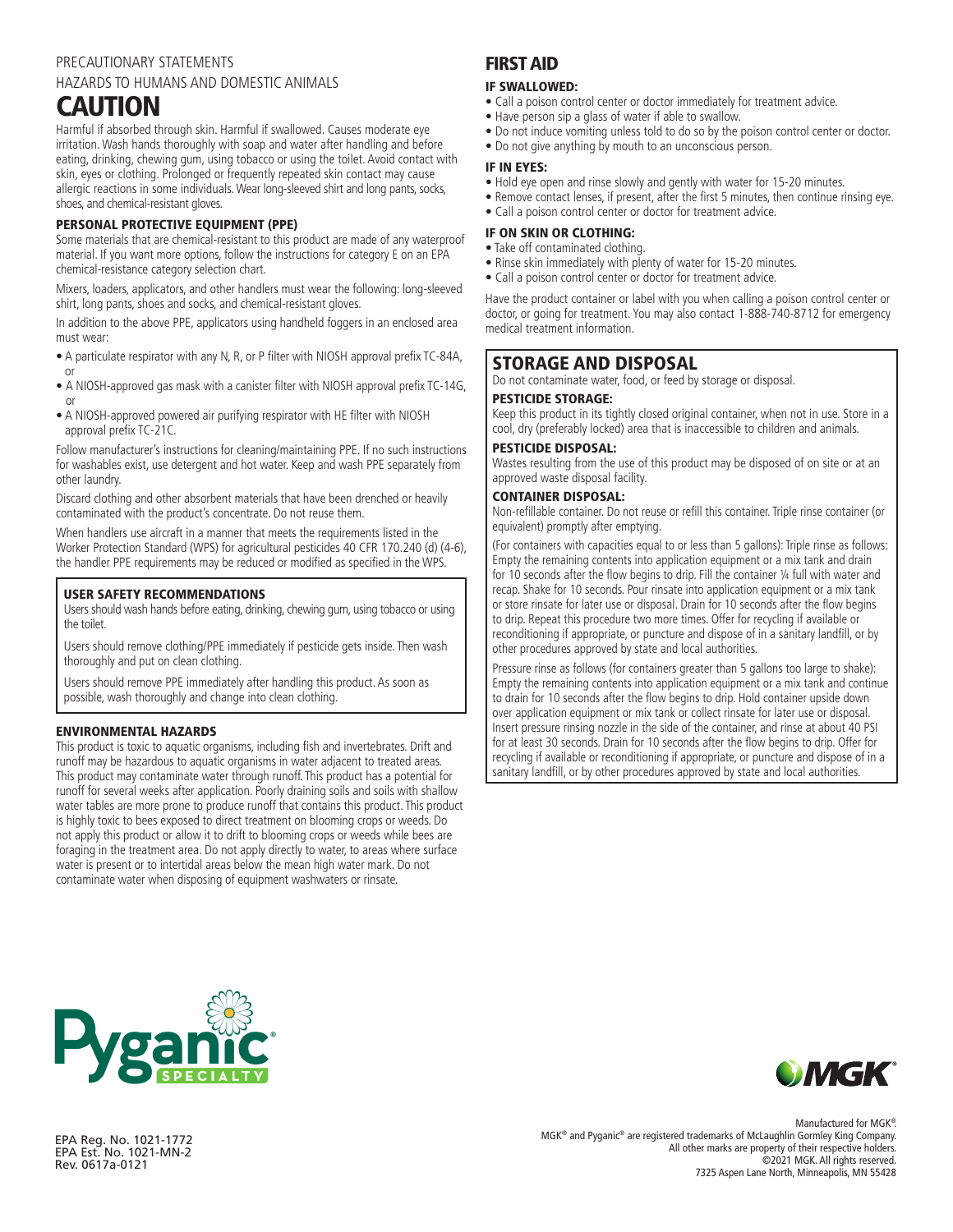PRECAUTIONARY STATEMENTS

HAZARDS TO HUMANS AND DOMESTIC ANIMALS

# CAUTION

Harmful if absorbed through skin. Harmful if swallowed. Causes moderate eye irritation. Wash hands thoroughly with soap and water after handling and before eating, drinking, chewing gum, using tobacco or using the toilet. Avoid contact with skin, eyes or clothing. Prolonged or frequently repeated skin contact may cause allergic reactions in some individuals. Wear long-sleeved shirt and long pants, socks, shoes, and chemical-resistant gloves.

### PERSONAL PROTECTIVE EQUIPMENT (PPE)

Some materials that are chemical-resistant to this product are made of any waterproof material. If you want more options, follow the instructions for category E on an EPA chemical-resistance category selection chart.

Mixers, loaders, applicators, and other handlers must wear the following: long-sleeved shirt, long pants, shoes and socks, and chemical-resistant gloves.

In addition to the above PPE, applicators using handheld foggers in an enclosed area must wear:

- A particulate respirator with any N, R, or P filter with NIOSH approval prefix TC-84A, or
- A NIOSH-approved gas mask with a canister filter with NIOSH approval prefix TC-14G, or
- A NIOSH-approved powered air purifying respirator with HE filter with NIOSH approval prefix TC-21C.

Follow manufacturer's instructions for cleaning/maintaining PPE. If no such instructions for washables exist, use detergent and hot water. Keep and wash PPE separately from other laundry.

Discard clothing and other absorbent materials that have been drenched or heavily contaminated with the product's concentrate. Do not reuse them.

When handlers use aircraft in a manner that meets the requirements listed in the Worker Protection Standard (WPS) for agricultural pesticides 40 CFR 170.240 (d) (4-6), the handler PPE requirements may be reduced or modified as specified in the WPS.

### USER SAFETY RECOMMENDATIONS

Users should wash hands before eating, drinking, chewing gum, using tobacco or using the toilet.

Users should remove clothing/PPE immediately if pesticide gets inside. Then wash thoroughly and put on clean clothing.

Users should remove PPE immediately after handling this product. As soon as possible, wash thoroughly and change into clean clothing.

### ENVIRONMENTAL HAZARDS

This product is toxic to aquatic organisms, including fish and invertebrates. Drift and runoff may be hazardous to aquatic organisms in water adjacent to treated areas. This product may contaminate water through runoff. This product has a potential for runoff for several weeks after application. Poorly draining soils and soils with shallow water tables are more prone to produce runoff that contains this product. This product is highly toxic to bees exposed to direct treatment on blooming crops or weeds. Do not apply this product or allow it to drift to blooming crops or weeds while bees are foraging in the treatment area. Do not apply directly to water, to areas where surface water is present or to intertidal areas below the mean high water mark. Do not contaminate water when disposing of equipment washwaters or rinsate.

## FIRST AID

### IF SWALLOWED:

- Call a poison control center or doctor immediately for treatment advice.
- Have person sip a glass of water if able to swallow.
- Do not induce vomiting unless told to do so by the poison control center or doctor.
- Do not give anything by mouth to an unconscious person.

### IF IN EYES:

- Hold eye open and rinse slowly and gently with water for 15-20 minutes.
- Remove contact lenses, if present, after the first 5 minutes, then continue rinsing eye.
- Call a poison control center or doctor for treatment advice.

### IF ON SKIN OR CLOTHING:

- Take off contaminated clothing.
- Rinse skin immediately with plenty of water for 15-20 minutes.
- Call a poison control center or doctor for treatment advice.

Have the product container or label with you when calling a poison control center or doctor, or going for treatment. You may also contact 1-888-740-8712 for emergency medical treatment information.

## STORAGE AND DISPOSAL

Do not contaminate water, food, or feed by storage or disposal.

### PESTICIDE STORAGE:

Keep this product in its tightly closed original container, when not in use. Store in a cool, dry (preferably locked) area that is inaccessible to children and animals.

### PESTICIDE DISPOSAL:

Wastes resulting from the use of this product may be disposed of on site or at an approved waste disposal facility.

### CONTAINER DISPOSAL:

Non-refillable container. Do not reuse or refill this container. Triple rinse container (or equivalent) promptly after emptying.

(For containers with capacities equal to or less than 5 gallons): Triple rinse as follows: Empty the remaining contents into application equipment or a mix tank and drain for 10 seconds after the flow begins to drip. Fill the container ¼ full with water and recap. Shake for 10 seconds. Pour rinsate into application equipment or a mix tank or store rinsate for later use or disposal. Drain for 10 seconds after the flow begins to drip. Repeat this procedure two more times. Offer for recycling if available or reconditioning if appropriate, or puncture and dispose of in a sanitary landfill, or by other procedures approved by state and local authorities.

Pressure rinse as follows (for containers greater than 5 gallons too large to shake): Empty the remaining contents into application equipment or a mix tank and continue to drain for 10 seconds after the flow begins to drip. Hold container upside down over application equipment or mix tank or collect rinsate for later use or disposal. Insert pressure rinsing nozzle in the side of the container, and rinse at about 40 PSI for at least 30 seconds. Drain for 10 seconds after the flow begins to drip. Offer for recycling if available or reconditioning if appropriate, or puncture and dispose of in a sanitary landfill, or by other procedures approved by state and local authorities.

Pyganic® SPECIALTY

MGK®

EPA Reg. No. 1021-1772
EPA Est. No. 1021-MN-2
Rev. 0617a-0121

Manufactured for MGK®
MGK® and Pyganic® are registered trademarks of McLaughlin Gormley King Company.
All other marks are property of their respective holders.
©2021 MGK. All rights reserved.
7325 Aspen Lane North, Minneapolis, MN 55428